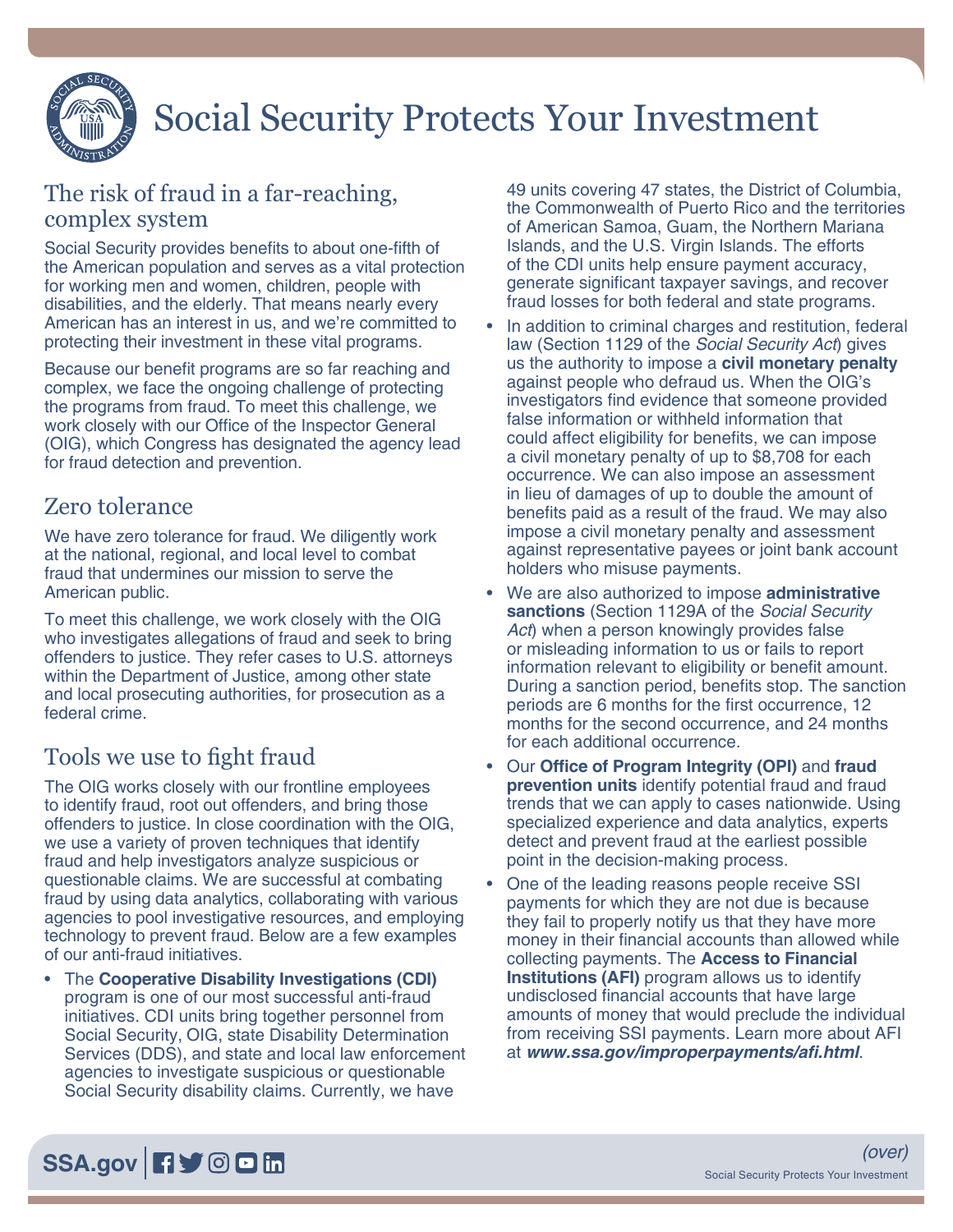# Social Security Protects Your Investment

## The risk of fraud in a far-reaching, complex system

Social Security provides benefits to about one-fifth of the American population and serves as a vital protection for working men and women, children, people with disabilities, and the elderly. That means nearly every American has an interest in us, and we're committed to protecting their investment in these vital programs.

Because our benefit programs are so far reaching and complex, we face the ongoing challenge of protecting the programs from fraud. To meet this challenge, we work closely with our Office of the Inspector General (OIG), which Congress has designated the agency lead for fraud detection and prevention.

## Zero tolerance

We have zero tolerance for fraud. We diligently work at the national, regional, and local level to combat fraud that undermines our mission to serve the American public.

To meet this challenge, we work closely with the OIG who investigates allegations of fraud and seek to bring offenders to justice. They refer cases to U.S. attorneys within the Department of Justice, among other state and local prosecuting authorities, for prosecution as a federal crime.

## Tools we use to fight fraud

The OIG works closely with our frontline employees to identify fraud, root out offenders, and bring those offenders to justice. In close coordination with the OIG, we use a variety of proven techniques that identify fraud and help investigators analyze suspicious or questionable claims. We are successful at combating fraud by using data analytics, collaborating with various agencies to pool investigative resources, and employing technology to prevent fraud. Below are a few examples of our anti-fraud initiatives.

- The **Cooperative Disability Investigations (CDI)** program is one of our most successful anti-fraud initiatives. CDI units bring together personnel from Social Security, OIG, state Disability Determination Services (DDS), and state and local law enforcement agencies to investigate suspicious or questionable Social Security disability claims. Currently, we have 49 units covering 47 states, the District of Columbia, the Commonwealth of Puerto Rico and the territories of American Samoa, Guam, the Northern Mariana Islands, and the U.S. Virgin Islands. The efforts of the CDI units help ensure payment accuracy, generate significant taxpayer savings, and recover fraud losses for both federal and state programs.
- In addition to criminal charges and restitution, federal law (Section 1129 of the *Social Security Act*) gives us the authority to impose a **civil monetary penalty** against people who defraud us. When the OIG's investigators find evidence that someone provided false information or withheld information that could affect eligibility for benefits, we can impose a civil monetary penalty of up to $8,708 for each occurrence. We can also impose an assessment in lieu of damages of up to double the amount of benefits paid as a result of the fraud. We may also impose a civil monetary penalty and assessment against representative payees or joint bank account holders who misuse payments.
- We are also authorized to impose **administrative sanctions** (Section 1129A of the *Social Security Act*) when a person knowingly provides false or misleading information to us or fails to report information relevant to eligibility or benefit amount. During a sanction period, benefits stop. The sanction periods are 6 months for the first occurrence, 12 months for the second occurrence, and 24 months for each additional occurrence.
- Our **Office of Program Integrity (OPI)** and **fraud prevention units** identify potential fraud and fraud trends that we can apply to cases nationwide. Using specialized experience and data analytics, experts detect and prevent fraud at the earliest possible point in the decision-making process.
- One of the leading reasons people receive SSI payments for which they are not due is because they fail to properly notify us that they have more money in their financial accounts than allowed while collecting payments. The **Access to Financial Institutions (AFI)** program allows us to identify undisclosed financial accounts that have large amounts of money that would preclude the individual from receiving SSI payments. Learn more about AFI at ***www.ssa.gov/improperpayments/afi.html***.

*(over)*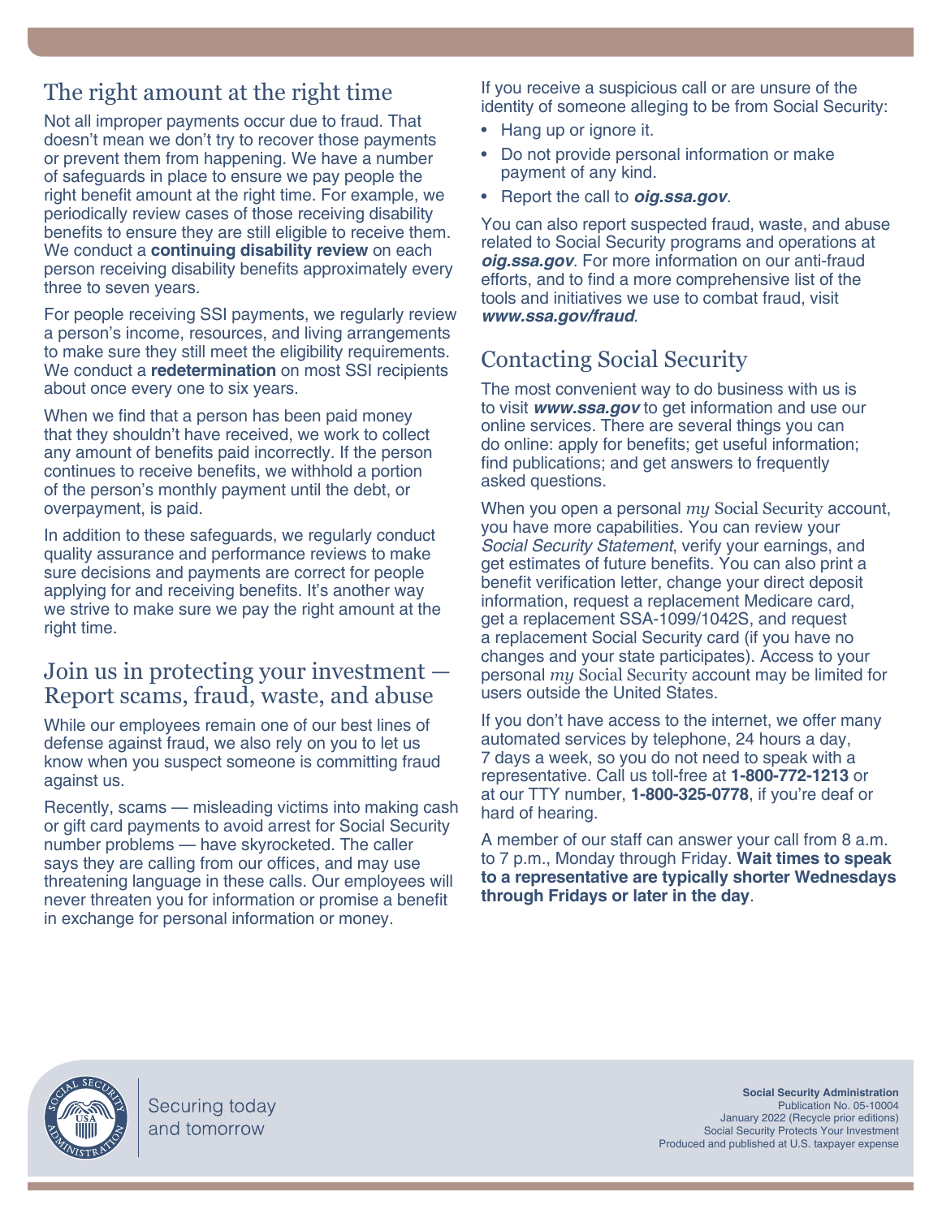## The right amount at the right time

Not all improper payments occur due to fraud. That doesn't mean we don't try to recover those payments or prevent them from happening. We have a number of safeguards in place to ensure we pay people the right benefit amount at the right time. For example, we periodically review cases of those receiving disability benefits to ensure they are still eligible to receive them. We conduct a **continuing disability review** on each person receiving disability benefits approximately every three to seven years.

For people receiving SSI payments, we regularly review a person's income, resources, and living arrangements to make sure they still meet the eligibility requirements. We conduct a **redetermination** on most SSI recipients about once every one to six years.

When we find that a person has been paid money that they shouldn't have received, we work to collect any amount of benefits paid incorrectly. If the person continues to receive benefits, we withhold a portion of the person's monthly payment until the debt, or overpayment, is paid.

In addition to these safeguards, we regularly conduct quality assurance and performance reviews to make sure decisions and payments are correct for people applying for and receiving benefits. It's another way we strive to make sure we pay the right amount at the right time.

## Join us in protecting your investment — Report scams, fraud, waste, and abuse

While our employees remain one of our best lines of defense against fraud, we also rely on you to let us know when you suspect someone is committing fraud against us.

Recently, scams — misleading victims into making cash or gift card payments to avoid arrest for Social Security number problems — have skyrocketed. The caller says they are calling from our offices, and may use threatening language in these calls. Our employees will never threaten you for information or promise a benefit in exchange for personal information or money.

If you receive a suspicious call or are unsure of the identity of someone alleging to be from Social Security:

- Hang up or ignore it.
- Do not provide personal information or make payment of any kind.
- Report the call to ***oig.ssa.gov***.

You can also report suspected fraud, waste, and abuse related to Social Security programs and operations at ***oig.ssa.gov***. For more information on our anti-fraud efforts, and to find a more comprehensive list of the tools and initiatives we use to combat fraud, visit ***www.ssa.gov/fraud***.

## Contacting Social Security

The most convenient way to do business with us is to visit ***www.ssa.gov*** to get information and use our online services. There are several things you can do online: apply for benefits; get useful information; find publications; and get answers to frequently asked questions.

When you open a personal *my* Social Security account, you have more capabilities. You can review your *Social Security Statement*, verify your earnings, and get estimates of future benefits. You can also print a benefit verification letter, change your direct deposit information, request a replacement Medicare card, get a replacement SSA-1099/1042S, and request a replacement Social Security card (if you have no changes and your state participates). Access to your personal *my* Social Security account may be limited for users outside the United States.

If you don't have access to the internet, we offer many automated services by telephone, 24 hours a day, 7 days a week, so you do not need to speak with a representative. Call us toll-free at **1-800-772-1213** or at our TTY number, **1-800-325-0778**, if you're deaf or hard of hearing.

A member of our staff can answer your call from 8 a.m. to 7 p.m., Monday through Friday. **Wait times to speak to a representative are typically shorter Wednesdays through Fridays or later in the day**.

Securing today and tomorrow

**Social Security Administration**
Publication No. 05-10004
January 2022 (Recycle prior editions)
Social Security Protects Your Investment
Produced and published at U.S. taxpayer expense